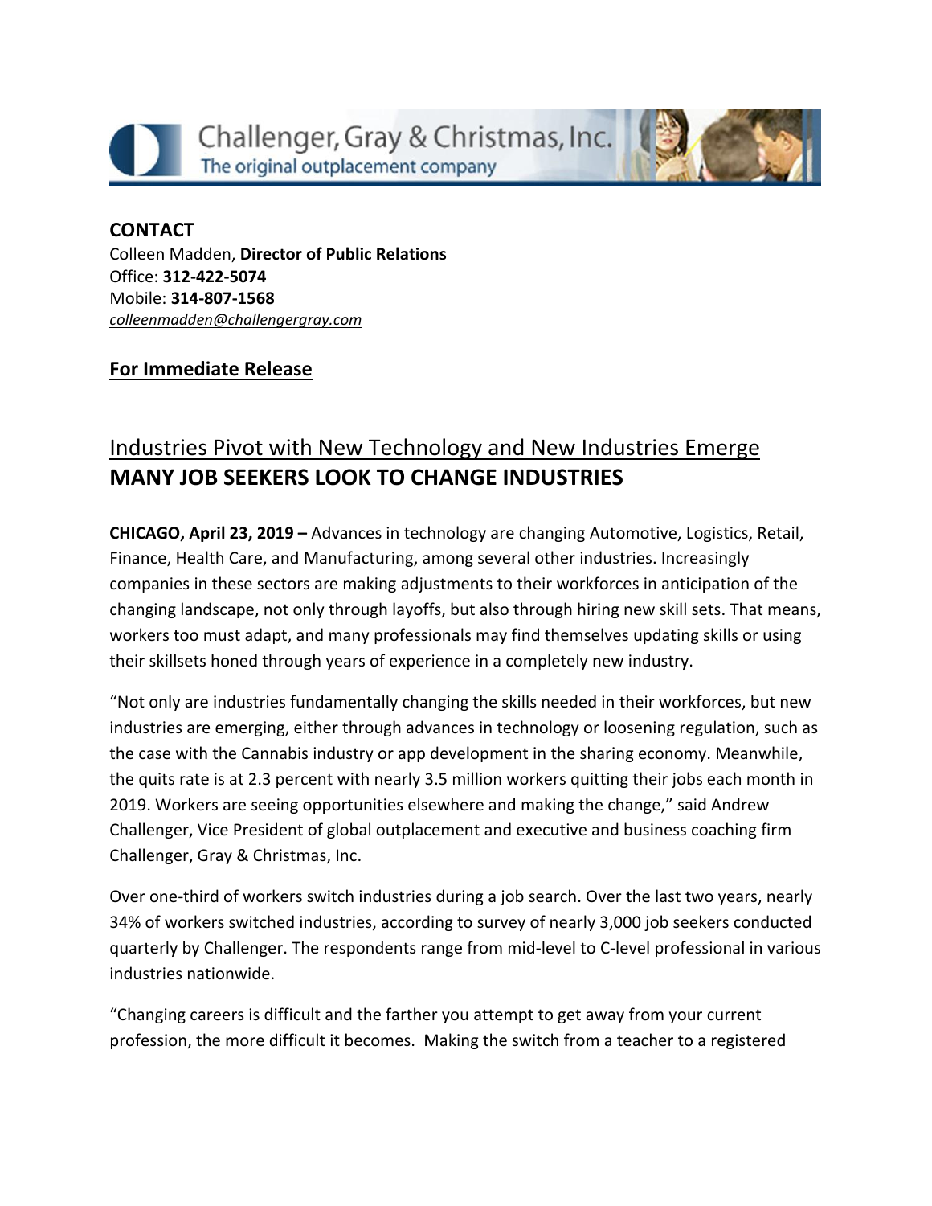Challenger, Gray & Christmas, Inc.
The original outplacement company

**CONTACT**
Colleen Madden, **Director of Public Relations**
Office: **312-422-5074**
Mobile: **314-807-1568**
*colleenmadden@challengergray.com*

**For Immediate Release**

## Industries Pivot with New Technology and New Industries Emerge
## **MANY JOB SEEKERS LOOK TO CHANGE INDUSTRIES**

**CHICAGO, April 23, 2019 –** Advances in technology are changing Automotive, Logistics, Retail, Finance, Health Care, and Manufacturing, among several other industries. Increasingly companies in these sectors are making adjustments to their workforces in anticipation of the changing landscape, not only through layoffs, but also through hiring new skill sets. That means, workers too must adapt, and many professionals may find themselves updating skills or using their skillsets honed through years of experience in a completely new industry.

"Not only are industries fundamentally changing the skills needed in their workforces, but new industries are emerging, either through advances in technology or loosening regulation, such as the case with the Cannabis industry or app development in the sharing economy. Meanwhile, the quits rate is at 2.3 percent with nearly 3.5 million workers quitting their jobs each month in 2019. Workers are seeing opportunities elsewhere and making the change," said Andrew Challenger, Vice President of global outplacement and executive and business coaching firm Challenger, Gray & Christmas, Inc.

Over one-third of workers switch industries during a job search. Over the last two years, nearly 34% of workers switched industries, according to survey of nearly 3,000 job seekers conducted quarterly by Challenger. The respondents range from mid-level to C-level professional in various industries nationwide.

"Changing careers is difficult and the farther you attempt to get away from your current profession, the more difficult it becomes. Making the switch from a teacher to a registered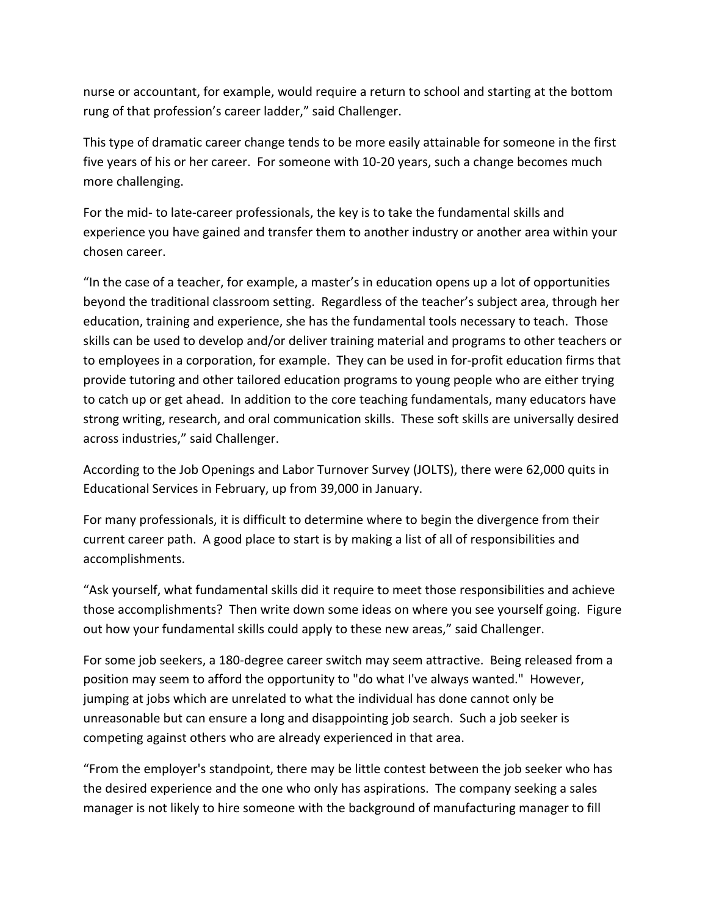nurse or accountant, for example, would require a return to school and starting at the bottom rung of that profession's career ladder," said Challenger.

This type of dramatic career change tends to be more easily attainable for someone in the first five years of his or her career. For someone with 10-20 years, such a change becomes much more challenging.

For the mid- to late-career professionals, the key is to take the fundamental skills and experience you have gained and transfer them to another industry or another area within your chosen career.

"In the case of a teacher, for example, a master's in education opens up a lot of opportunities beyond the traditional classroom setting. Regardless of the teacher's subject area, through her education, training and experience, she has the fundamental tools necessary to teach. Those skills can be used to develop and/or deliver training material and programs to other teachers or to employees in a corporation, for example. They can be used in for-profit education firms that provide tutoring and other tailored education programs to young people who are either trying to catch up or get ahead. In addition to the core teaching fundamentals, many educators have strong writing, research, and oral communication skills. These soft skills are universally desired across industries," said Challenger.

According to the Job Openings and Labor Turnover Survey (JOLTS), there were 62,000 quits in Educational Services in February, up from 39,000 in January.

For many professionals, it is difficult to determine where to begin the divergence from their current career path. A good place to start is by making a list of all of responsibilities and accomplishments.

"Ask yourself, what fundamental skills did it require to meet those responsibilities and achieve those accomplishments? Then write down some ideas on where you see yourself going. Figure out how your fundamental skills could apply to these new areas," said Challenger.

For some job seekers, a 180-degree career switch may seem attractive. Being released from a position may seem to afford the opportunity to "do what I've always wanted." However, jumping at jobs which are unrelated to what the individual has done cannot only be unreasonable but can ensure a long and disappointing job search. Such a job seeker is competing against others who are already experienced in that area.

"From the employer's standpoint, there may be little contest between the job seeker who has the desired experience and the one who only has aspirations. The company seeking a sales manager is not likely to hire someone with the background of manufacturing manager to fill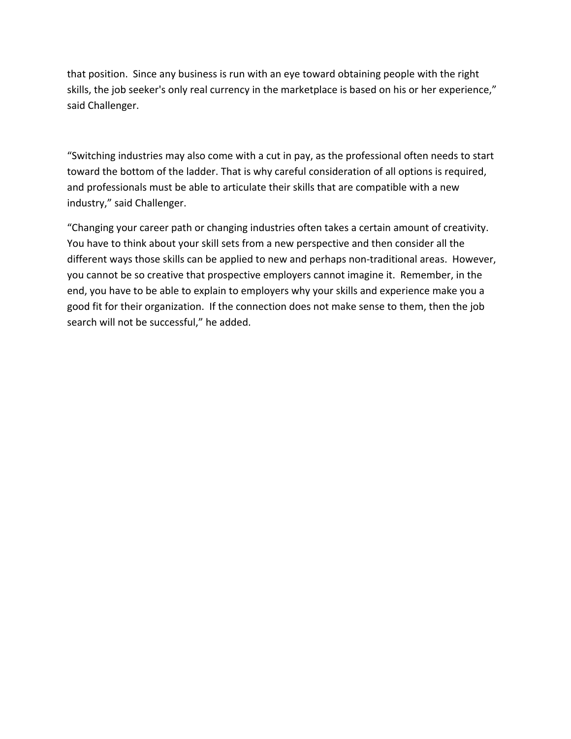that position.  Since any business is run with an eye toward obtaining people with the right skills, the job seeker's only real currency in the marketplace is based on his or her experience," said Challenger.

"Switching industries may also come with a cut in pay, as the professional often needs to start toward the bottom of the ladder. That is why careful consideration of all options is required, and professionals must be able to articulate their skills that are compatible with a new industry," said Challenger.

"Changing your career path or changing industries often takes a certain amount of creativity. You have to think about your skill sets from a new perspective and then consider all the different ways those skills can be applied to new and perhaps non-traditional areas.  However, you cannot be so creative that prospective employers cannot imagine it.  Remember, in the end, you have to be able to explain to employers why your skills and experience make you a good fit for their organization.  If the connection does not make sense to them, then the job search will not be successful," he added.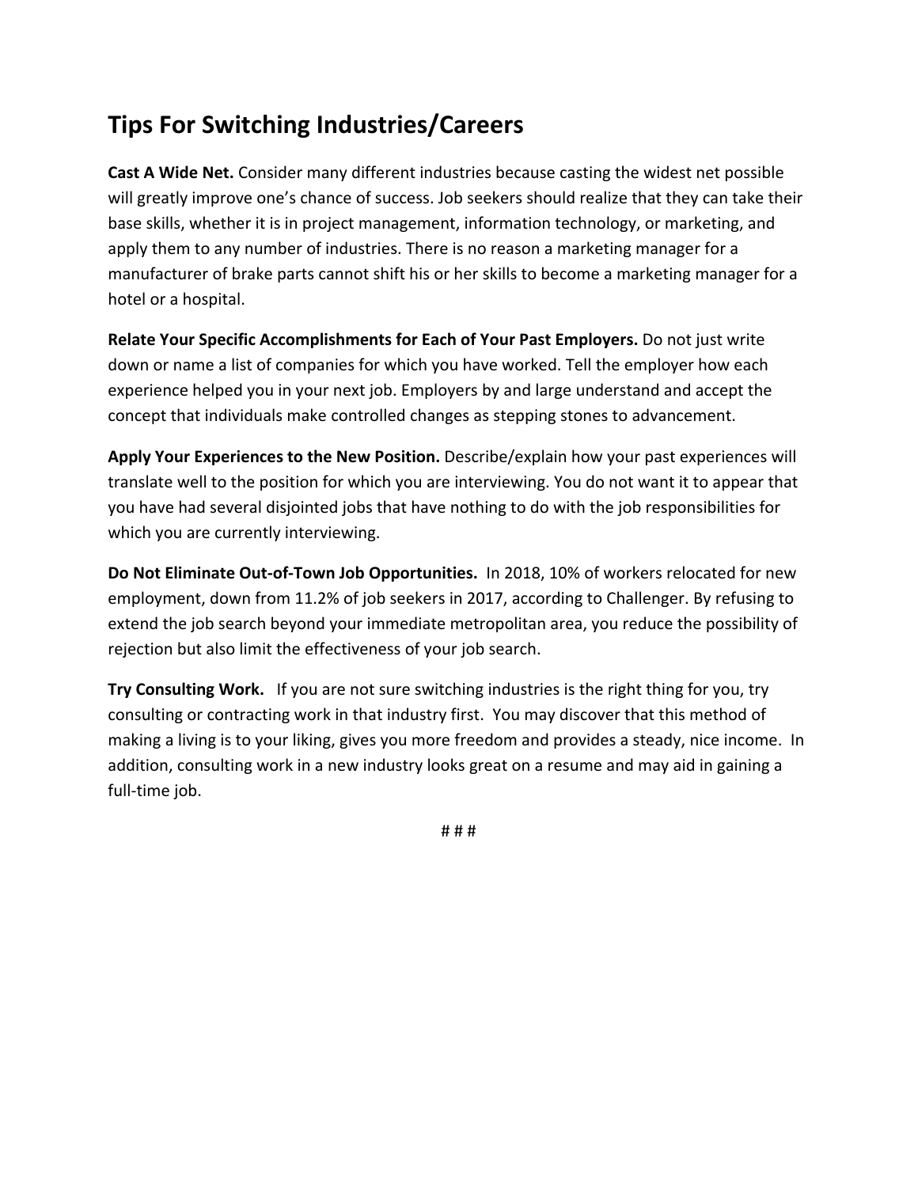## Tips For Switching Industries/Careers

**Cast A Wide Net.** Consider many different industries because casting the widest net possible will greatly improve one's chance of success. Job seekers should realize that they can take their base skills, whether it is in project management, information technology, or marketing, and apply them to any number of industries. There is no reason a marketing manager for a manufacturer of brake parts cannot shift his or her skills to become a marketing manager for a hotel or a hospital.

**Relate Your Specific Accomplishments for Each of Your Past Employers.** Do not just write down or name a list of companies for which you have worked. Tell the employer how each experience helped you in your next job. Employers by and large understand and accept the concept that individuals make controlled changes as stepping stones to advancement.

**Apply Your Experiences to the New Position.** Describe/explain how your past experiences will translate well to the position for which you are interviewing. You do not want it to appear that you have had several disjointed jobs that have nothing to do with the job responsibilities for which you are currently interviewing.

**Do Not Eliminate Out-of-Town Job Opportunities.** In 2018, 10% of workers relocated for new employment, down from 11.2% of job seekers in 2017, according to Challenger. By refusing to extend the job search beyond your immediate metropolitan area, you reduce the possibility of rejection but also limit the effectiveness of your job search.

**Try Consulting Work.** If you are not sure switching industries is the right thing for you, try consulting or contracting work in that industry first. You may discover that this method of making a living is to your liking, gives you more freedom and provides a steady, nice income. In addition, consulting work in a new industry looks great on a resume and may aid in gaining a full-time job.

# # #